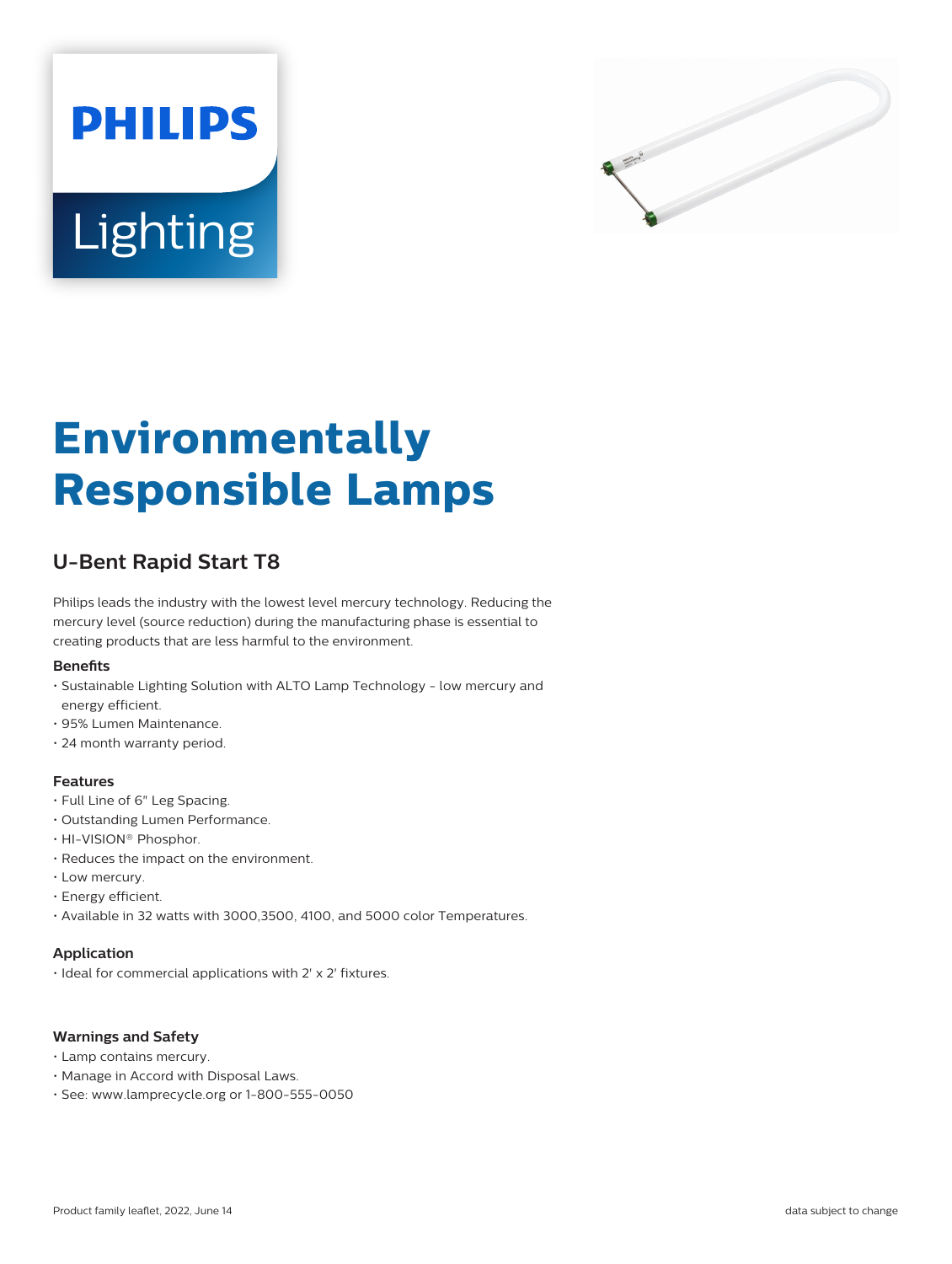PHILIPS

Lighting

# Environmentally Responsible Lamps

## U-Bent Rapid Start T8

Philips leads the industry with the lowest level mercury technology. Reducing the mercury level (source reduction) during the manufacturing phase is essential to creating products that are less harmful to the environment.

### Benefits

- Sustainable Lighting Solution with ALTO Lamp Technology - low mercury and energy efficient.
- 95% Lumen Maintenance.
- 24 month warranty period.

### Features

- Full Line of 6" Leg Spacing.
- Outstanding Lumen Performance.
- HI-VISION® Phosphor.
- Reduces the impact on the environment.
- Low mercury.
- Energy efficient.
- Available in 32 watts with 3000,3500, 4100, and 5000 color Temperatures.

### Application

- Ideal for commercial applications with 2' x 2' fixtures.

### Warnings and Safety

- Lamp contains mercury.
- Manage in Accord with Disposal Laws.
- See: www.lamprecycle.org or 1-800-555-0050

Product family leaflet, 2022, June 14

data subject to change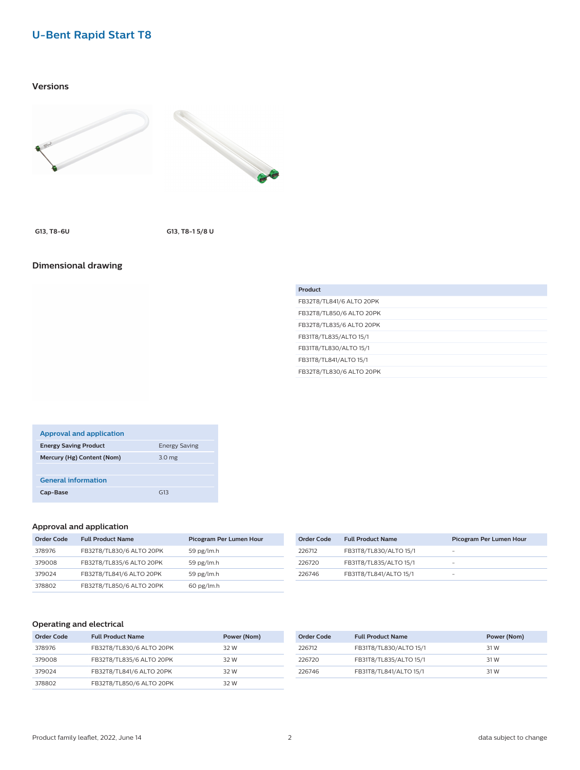# U-Bent Rapid Start T8

## Versions

G13, T8-6U

G13, T8-1 5/8 U

## Dimensional drawing

| Product |
| --- |
| FB32T8/TL841/6 ALTO 20PK |
| FB32T8/TL850/6 ALTO 20PK |
| FB32T8/TL835/6 ALTO 20PK |
| FB31T8/TL835/ALTO 15/1 |
| FB31T8/TL830/ALTO 15/1 |
| FB31T8/TL841/ALTO 15/1 |
| FB32T8/TL830/6 ALTO 20PK |

| Approval and application | |
| --- | --- |
| **Energy Saving Product** | Energy Saving |
| **Mercury (Hg) Content (Nom)** | 3.0 mg |
| **General information** | |
| **Cap-Base** | G13 |

## Approval and application

| Order Code | Full Product Name | Picogram Per Lumen Hour |
| --- | --- | --- |
| 378976 | FB32T8/TL830/6 ALTO 20PK | 59 pg/lm.h |
| 379008 | FB32T8/TL835/6 ALTO 20PK | 59 pg/lm.h |
| 379024 | FB32T8/TL841/6 ALTO 20PK | 59 pg/lm.h |
| 378802 | FB32T8/TL850/6 ALTO 20PK | 60 pg/lm.h |
| 226712 | FB31T8/TL830/ALTO 15/1 | - |
| 226720 | FB31T8/TL835/ALTO 15/1 | - |
| 226746 | FB31T8/TL841/ALTO 15/1 | - |

## Operating and electrical

| Order Code | Full Product Name | Power (Nom) |
| --- | --- | --- |
| 378976 | FB32T8/TL830/6 ALTO 20PK | 32 W |
| 379008 | FB32T8/TL835/6 ALTO 20PK | 32 W |
| 379024 | FB32T8/TL841/6 ALTO 20PK | 32 W |
| 378802 | FB32T8/TL850/6 ALTO 20PK | 32 W |
| 226712 | FB31T8/TL830/ALTO 15/1 | 31 W |
| 226720 | FB31T8/TL835/ALTO 15/1 | 31 W |
| 226746 | FB31T8/TL841/ALTO 15/1 | 31 W |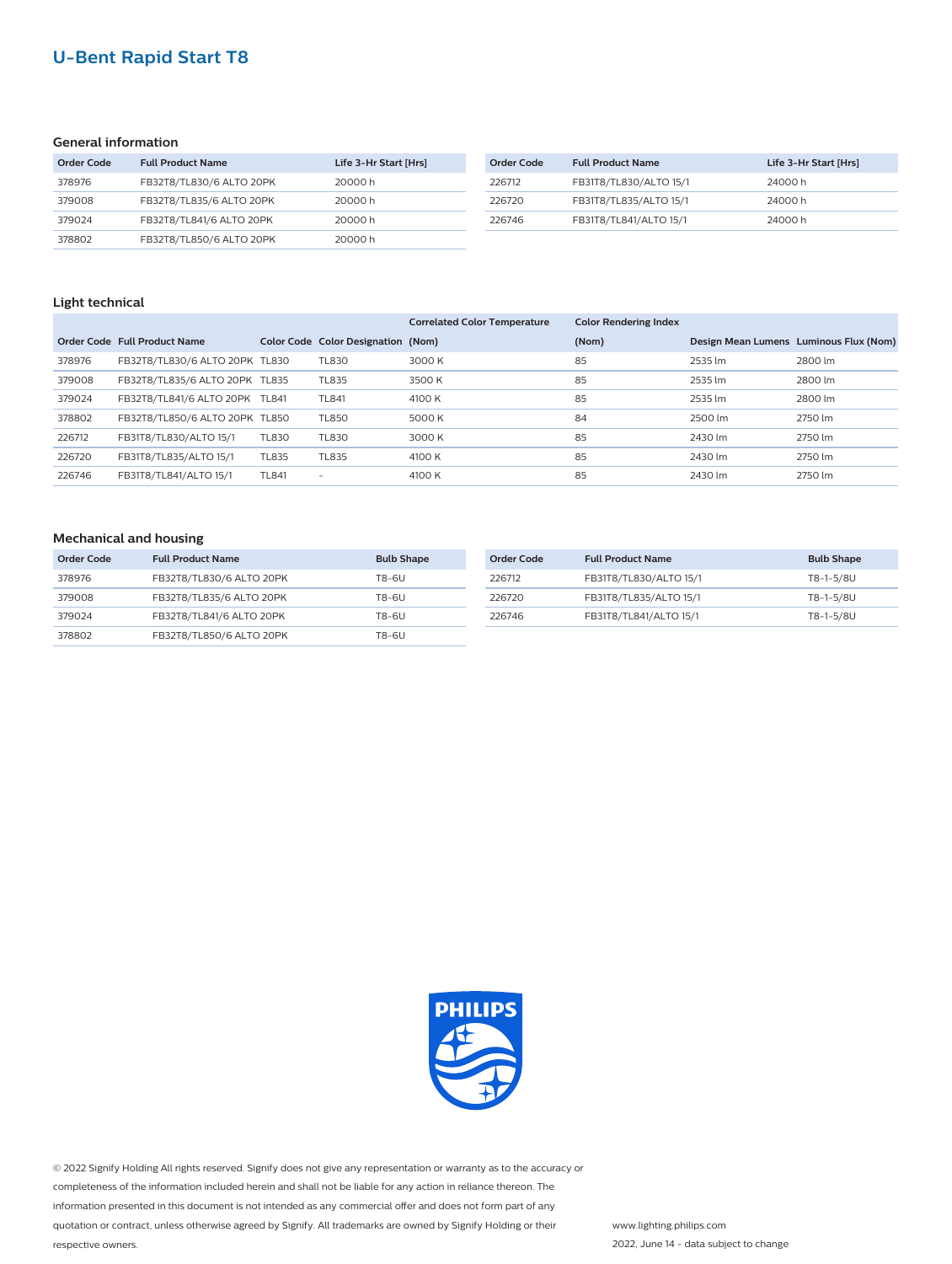# U-Bent Rapid Start T8

## General information

| Order Code | Full Product Name | Life 3-Hr Start [Hrs] |
|---|---|---|
| 378976 | FB32T8/TL830/6 ALTO 20PK | 20000 h |
| 379008 | FB32T8/TL835/6 ALTO 20PK | 20000 h |
| 379024 | FB32T8/TL841/6 ALTO 20PK | 20000 h |
| 378802 | FB32T8/TL850/6 ALTO 20PK | 20000 h |

| Order Code | Full Product Name | Life 3-Hr Start [Hrs] |
|---|---|---|
| 226712 | FB31T8/TL830/ALTO 15/1 | 24000 h |
| 226720 | FB31T8/TL835/ALTO 15/1 | 24000 h |
| 226746 | FB31T8/TL841/ALTO 15/1 | 24000 h |

## Light technical

| Order Code | Full Product Name | Color Code | Color Designation | Correlated Color Temperature (Nom) | Color Rendering Index (Nom) | Design Mean Lumens | Luminous Flux (Nom) |
|---|---|---|---|---|---|---|---|
| 378976 | FB32T8/TL830/6 ALTO 20PK | TL830 | TL830 | 3000 K | 85 | 2535 lm | 2800 lm |
| 379008 | FB32T8/TL835/6 ALTO 20PK | TL835 | TL835 | 3500 K | 85 | 2535 lm | 2800 lm |
| 379024 | FB32T8/TL841/6 ALTO 20PK | TL841 | TL841 | 4100 K | 85 | 2535 lm | 2800 lm |
| 378802 | FB32T8/TL850/6 ALTO 20PK | TL850 | TL850 | 5000 K | 84 | 2500 lm | 2750 lm |
| 226712 | FB31T8/TL830/ALTO 15/1 | TL830 | TL830 | 3000 K | 85 | 2430 lm | 2750 lm |
| 226720 | FB31T8/TL835/ALTO 15/1 | TL835 | TL835 | 4100 K | 85 | 2430 lm | 2750 lm |
| 226746 | FB31T8/TL841/ALTO 15/1 | TL841 | - | 4100 K | 85 | 2430 lm | 2750 lm |

## Mechanical and housing

| Order Code | Full Product Name | Bulb Shape |
|---|---|---|
| 378976 | FB32T8/TL830/6 ALTO 20PK | T8-6U |
| 379008 | FB32T8/TL835/6 ALTO 20PK | T8-6U |
| 379024 | FB32T8/TL841/6 ALTO 20PK | T8-6U |
| 378802 | FB32T8/TL850/6 ALTO 20PK | T8-6U |

| Order Code | Full Product Name | Bulb Shape |
|---|---|---|
| 226712 | FB31T8/TL830/ALTO 15/1 | T8-1-5/8U |
| 226720 | FB31T8/TL835/ALTO 15/1 | T8-1-5/8U |
| 226746 | FB31T8/TL841/ALTO 15/1 | T8-1-5/8U |

PHILIPS

© 2022 Signify Holding All rights reserved. Signify does not give any representation or warranty as to the accuracy or completeness of the information included herein and shall not be liable for any action in reliance thereon. The information presented in this document is not intended as any commercial offer and does not form part of any quotation or contract, unless otherwise agreed by Signify. All trademarks are owned by Signify Holding or their respective owners.

www.lighting.philips.com

2022, June 14 - data subject to change